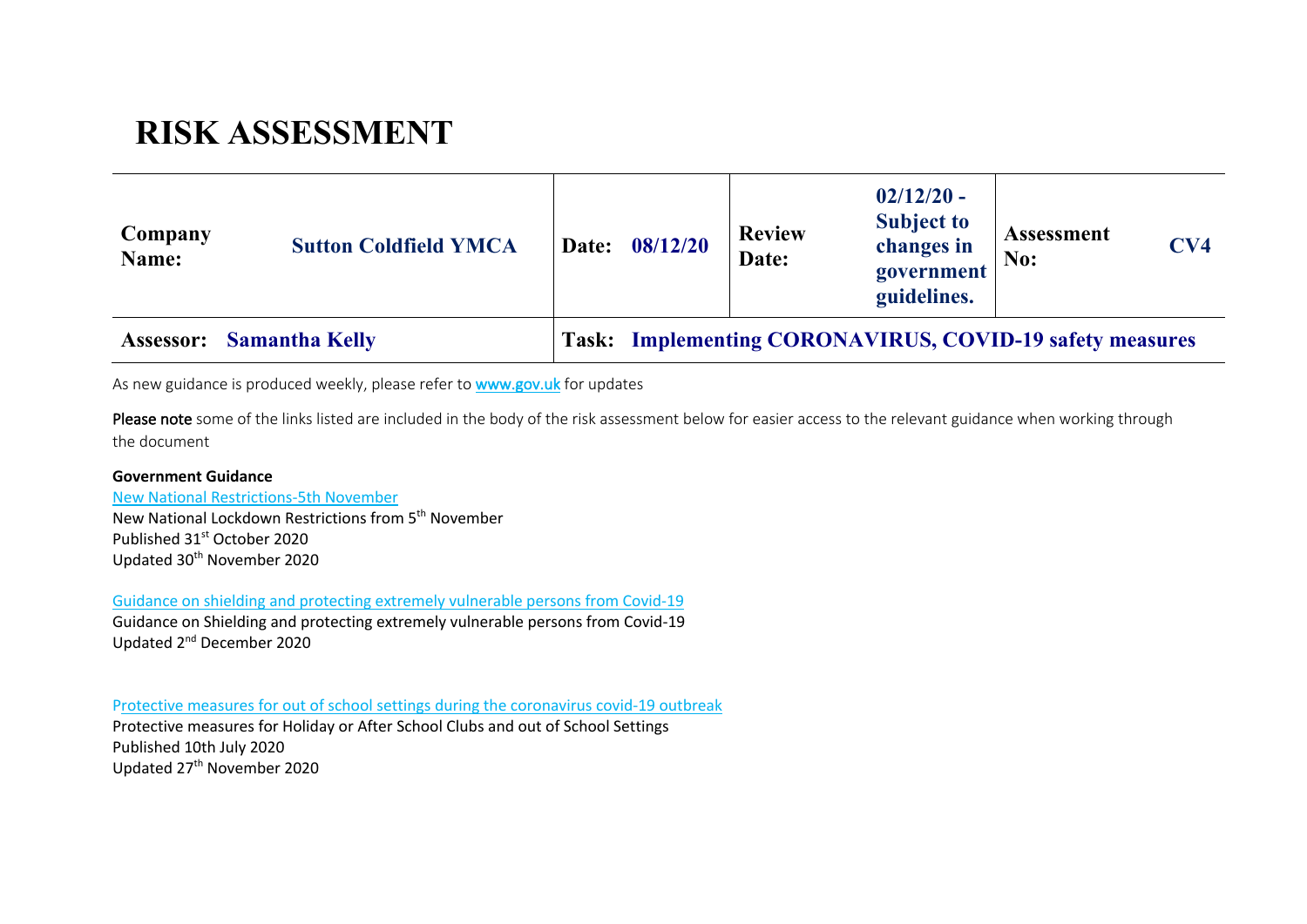# RISK ASSESSMENT

| | | | | | | | |
|---|---|---|---|---|---|---|---|
| **Company Name:** | **Sutton Coldfield YMCA** | **Date:** | **08/12/20** | **Review Date:** | **02/12/20 - Subject to changes in government guidelines.** | **Assessment No:** | **CV4** |
| **Assessor:** | **Samantha Kelly** | **Task:** | **Implementing CORONAVIRUS, COVID-19 safety measures** | | | | |

As new guidance is produced weekly, please refer to www.gov.uk for updates

**Please note** some of the links listed are included in the body of the risk assessment below for easier access to the relevant guidance when working through the document

**Government Guidance**

New National Restrictions-5th November
New National Lockdown Restrictions from 5th November
Published 31st October 2020
Updated 30th November 2020

Guidance on shielding and protecting extremely vulnerable persons from Covid-19
Guidance on Shielding and protecting extremely vulnerable persons from Covid-19
Updated 2nd December 2020

Protective measures for out of school settings during the coronavirus covid-19 outbreak
Protective measures for Holiday or After School Clubs and out of School Settings
Published 10th July 2020
Updated 27th November 2020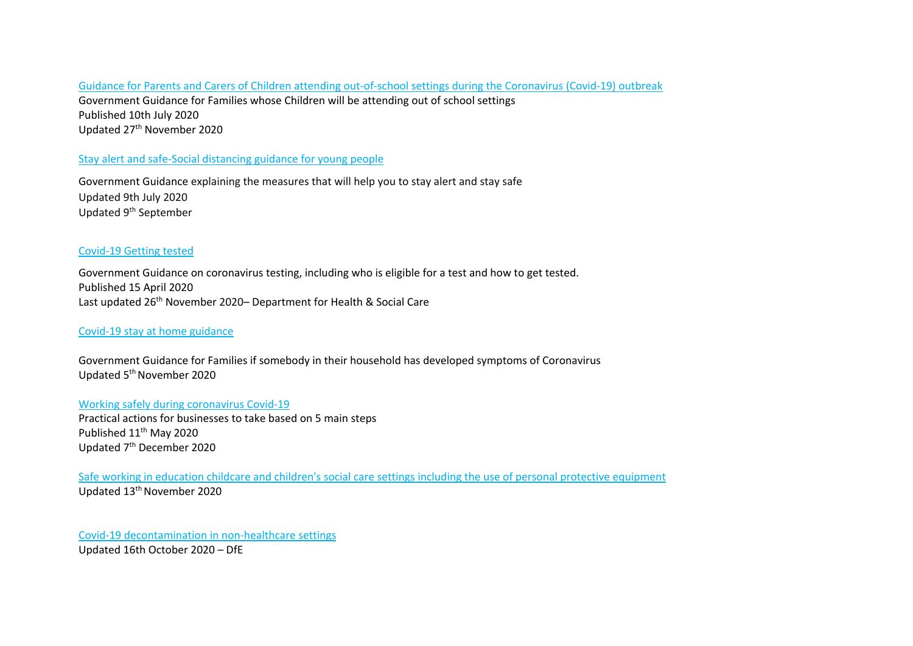Guidance for Parents and Carers of Children attending out-of-school settings during the Coronavirus (Covid-19) outbreak

Government Guidance for Families whose Children will be attending out of school settings
Published 10th July 2020
Updated 27th November 2020

Stay alert and safe-Social distancing guidance for young people

Government Guidance explaining the measures that will help you to stay alert and stay safe
Updated 9th July 2020
Updated 9th September

Covid-19 Getting tested

Government Guidance on coronavirus testing, including who is eligible for a test and how to get tested.
Published 15 April 2020
Last updated 26th November 2020– Department for Health & Social Care

Covid-19 stay at home guidance

Government Guidance for Families if somebody in their household has developed symptoms of Coronavirus
Updated 5th November 2020

Working safely during coronavirus Covid-19

Practical actions for businesses to take based on 5 main steps
Published 11th May 2020
Updated 7th December 2020

Safe working in education childcare and children's social care settings including the use of personal protective equipment

Updated 13th November 2020

Covid-19 decontamination in non-healthcare settings

Updated 16th October 2020 – DfE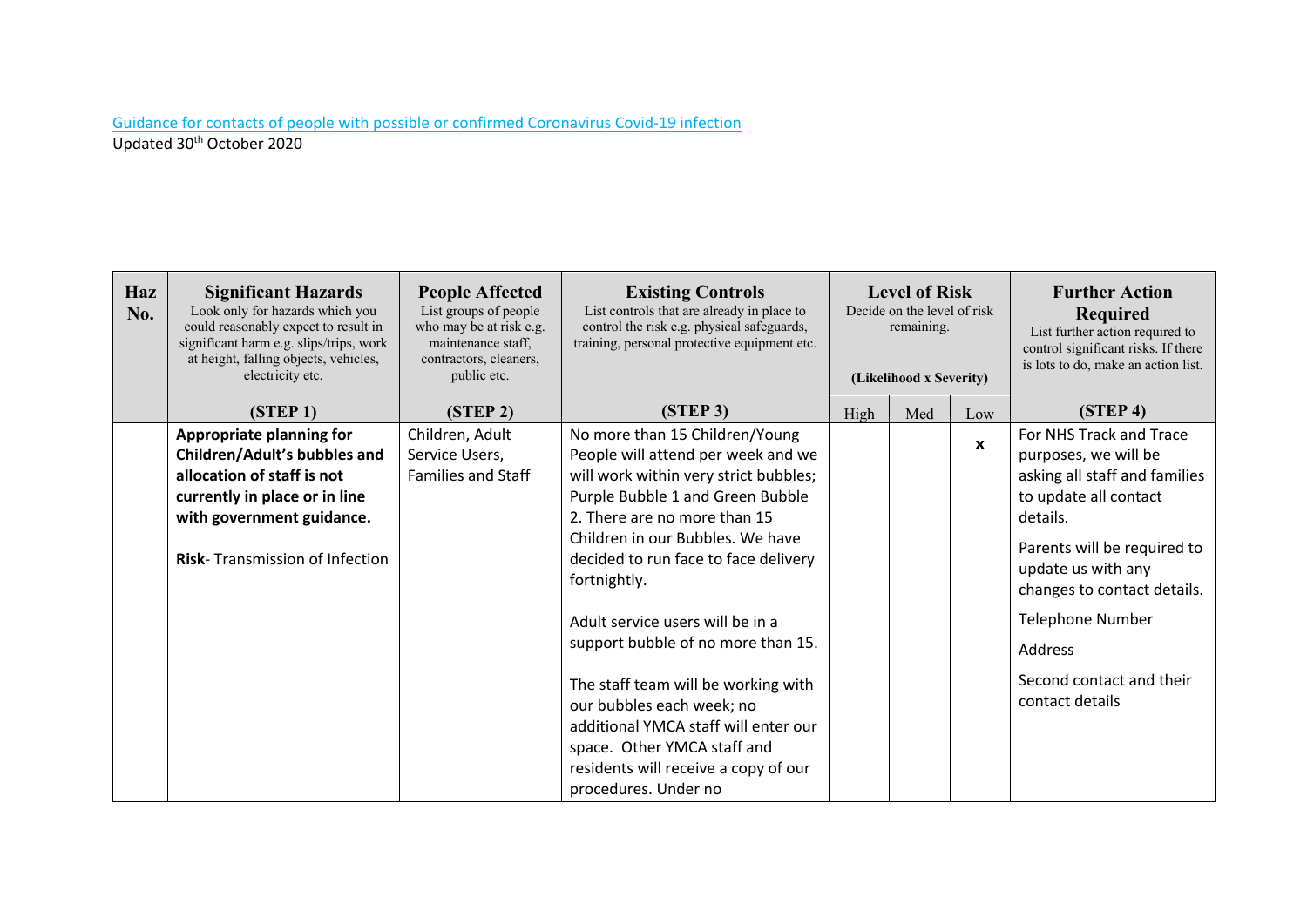Guidance for contacts of people with possible or confirmed Coronavirus Covid-19 infection
Updated 30th October 2020

| Haz No. | **Significant Hazards** Look only for hazards which you could reasonably expect to result in significant harm e.g. slips/trips, work at height, falling objects, vehicles, electricity etc. | **People Affected** List groups of people who may be at risk e.g. maintenance staff, contractors, cleaners, public etc. | **Existing Controls** List controls that are already in place to control the risk e.g. physical safeguards, training, personal protective equipment etc. | **Level of Risk** Decide on the level of risk remaining. (Likelihood x Severity) | | | **Further Action Required** List further action required to control significant risks. If there is lots to do, make an action list. |
|---|---|---|---|---|---|---|---|
| | **(STEP 1)** | **(STEP 2)** | **(STEP 3)** | High | Med | Low | **(STEP 4)** |
| | **Appropriate planning for Children/Adult's bubbles and allocation of staff is not currently in place or in line with government guidance.**<br><br>**Risk**- Transmission of Infection | Children, Adult Service Users, Families and Staff | No more than 15 Children/Young People will attend per week and we will work within very strict bubbles; Purple Bubble 1 and Green Bubble 2. There are no more than 15 Children in our Bubbles. We have decided to run face to face delivery fortnightly.<br><br>Adult service users will be in a support bubble of no more than 15.<br><br>The staff team will be working with our bubbles each week; no additional YMCA staff will enter our space. Other YMCA staff and residents will receive a copy of our procedures. Under no | | | x | For NHS Track and Trace purposes, we will be asking all staff and families to update all contact details.<br><br>Parents will be required to update us with any changes to contact details.<br><br>Telephone Number<br><br>Address<br><br>Second contact and their contact details |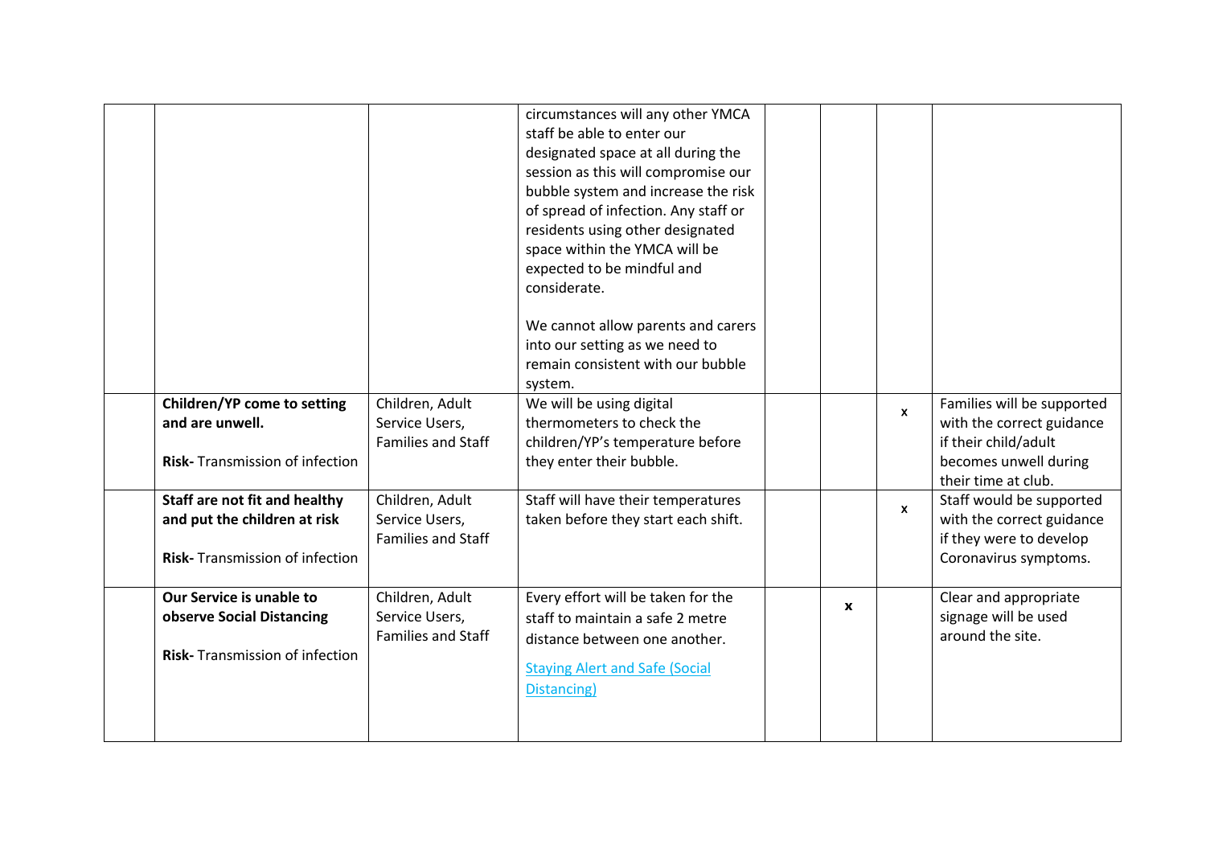| | | | | | | | |
|---|---|---|---|---|---|---|---|
| | | | circumstances will any other YMCA staff be able to enter our designated space at all during the session as this will compromise our bubble system and increase the risk of spread of infection. Any staff or residents using other designated space within the YMCA will be expected to be mindful and considerate.<br><br>We cannot allow parents and carers into our setting as we need to remain consistent with our bubble system. | | | | |
| | **Children/YP come to setting and are unwell.**<br><br>**Risk-** Transmission of infection | Children, Adult Service Users, Families and Staff | We will be using digital thermometers to check the children/YP's temperature before they enter their bubble. | | | x | Families will be supported with the correct guidance if their child/adult becomes unwell during their time at club. |
| | **Staff are not fit and healthy and put the children at risk**<br><br>**Risk-** Transmission of infection | Children, Adult Service Users, Families and Staff | Staff will have their temperatures taken before they start each shift. | | | x | Staff would be supported with the correct guidance if they were to develop Coronavirus symptoms. |
| | **Our Service is unable to observe Social Distancing**<br><br>**Risk-** Transmission of infection | Children, Adult Service Users, Families and Staff | Every effort will be taken for the staff to maintain a safe 2 metre distance between one another.<br><br>[Staying Alert and Safe (Social Distancing)]() | | x | | Clear and appropriate signage will be used around the site. |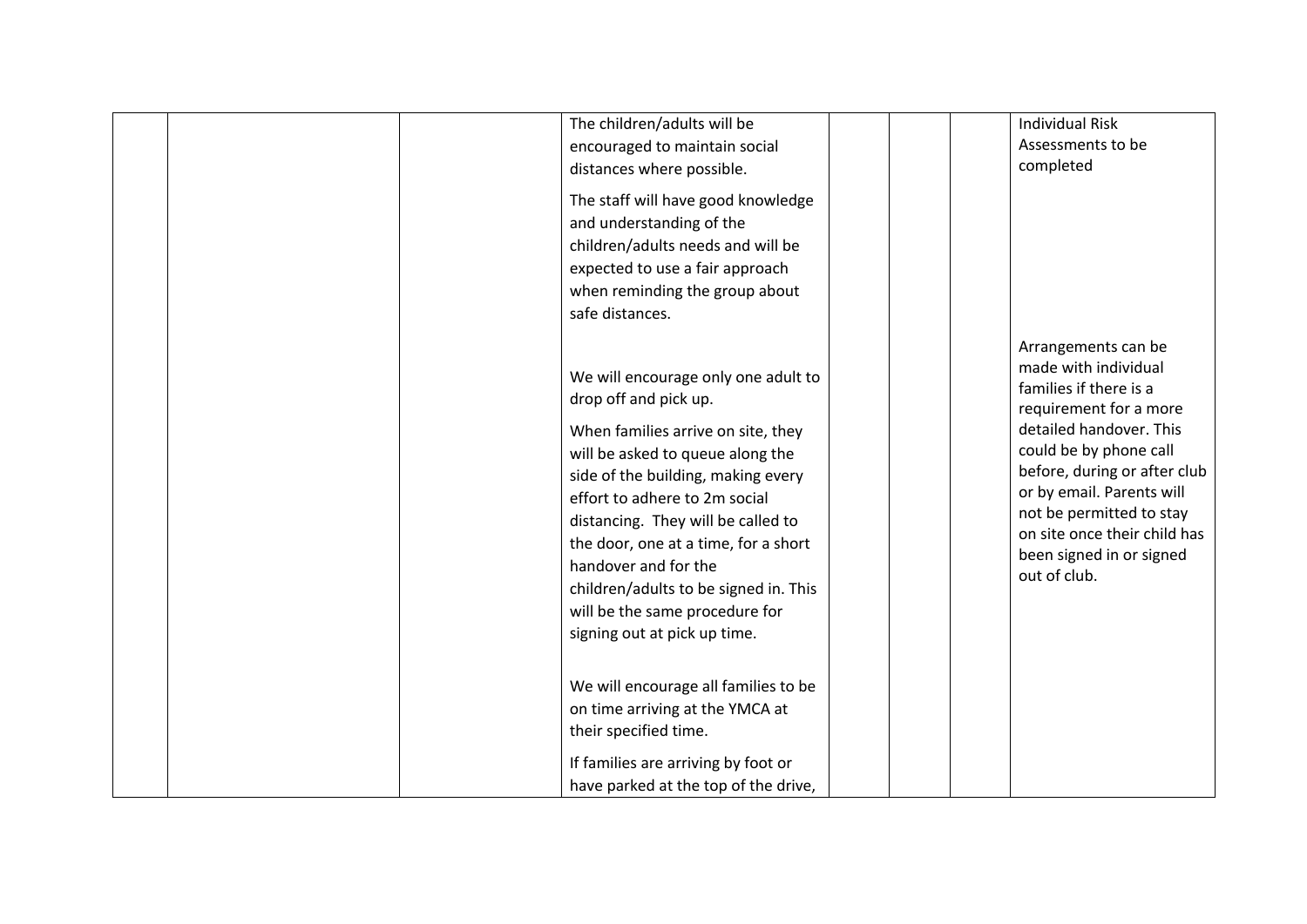| | | | | | | | |
|---|---|---|---|---|---|---|---|
| | | | The children/adults will be encouraged to maintain social distances where possible.<br><br>The staff will have good knowledge and understanding of the children/adults needs and will be expected to use a fair approach when reminding the group about safe distances.<br><br>We will encourage only one adult to drop off and pick up.<br><br>When families arrive on site, they will be asked to queue along the side of the building, making every effort to adhere to 2m social distancing. They will be called to the door, one at a time, for a short handover and for the children/adults to be signed in. This will be the same procedure for signing out at pick up time.<br><br>We will encourage all families to be on time arriving at the YMCA at their specified time.<br><br>If families are arriving by foot or have parked at the top of the drive, | | | | Individual Risk Assessments to be completed<br><br>Arrangements can be made with individual families if there is a requirement for a more detailed handover. This could be by phone call before, during or after club or by email. Parents will not be permitted to stay on site once their child has been signed in or signed out of club. |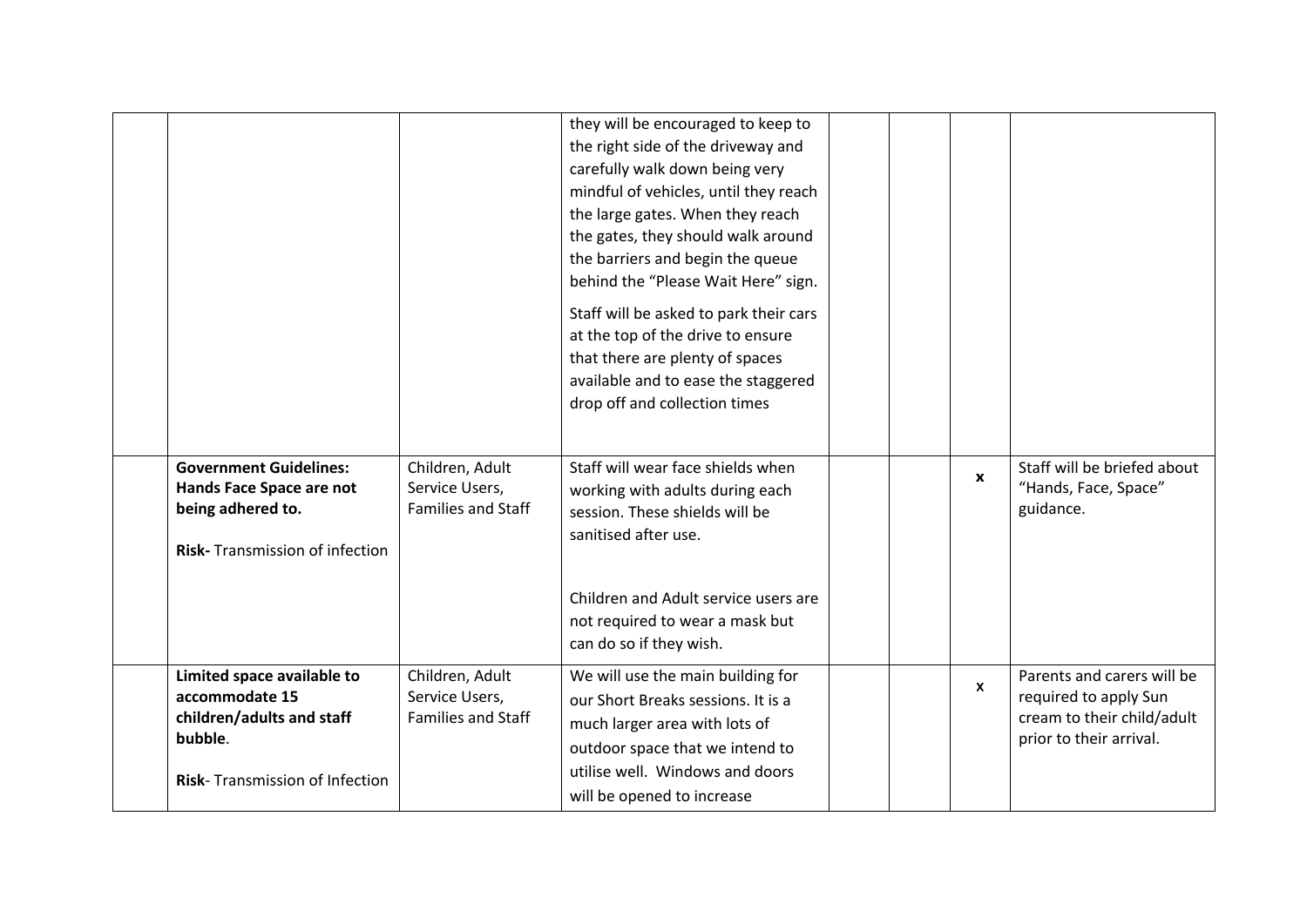| | | | | | | | |
|---|---|---|---|---|---|---|---|
| | | | they will be encouraged to keep to the right side of the driveway and carefully walk down being very mindful of vehicles, until they reach the large gates. When they reach the gates, they should walk around the barriers and begin the queue behind the "Please Wait Here" sign.<br><br>Staff will be asked to park their cars at the top of the drive to ensure that there are plenty of spaces available and to ease the staggered drop off and collection times | | | | |
| | **Government Guidelines: Hands Face Space are not being adhered to.**<br><br>**Risk-** Transmission of infection | Children, Adult Service Users, Families and Staff | Staff will wear face shields when working with adults during each session. These shields will be sanitised after use.<br><br>Children and Adult service users are not required to wear a mask but can do so if they wish. | | | x | Staff will be briefed about "Hands, Face, Space" guidance. |
| | **Limited space available to accommodate 15 children/adults and staff bubble.**<br><br>**Risk**- Transmission of Infection | Children, Adult Service Users, Families and Staff | We will use the main building for our Short Breaks sessions. It is a much larger area with lots of outdoor space that we intend to utilise well. Windows and doors will be opened to increase | | | x | Parents and carers will be required to apply Sun cream to their child/adult prior to their arrival. |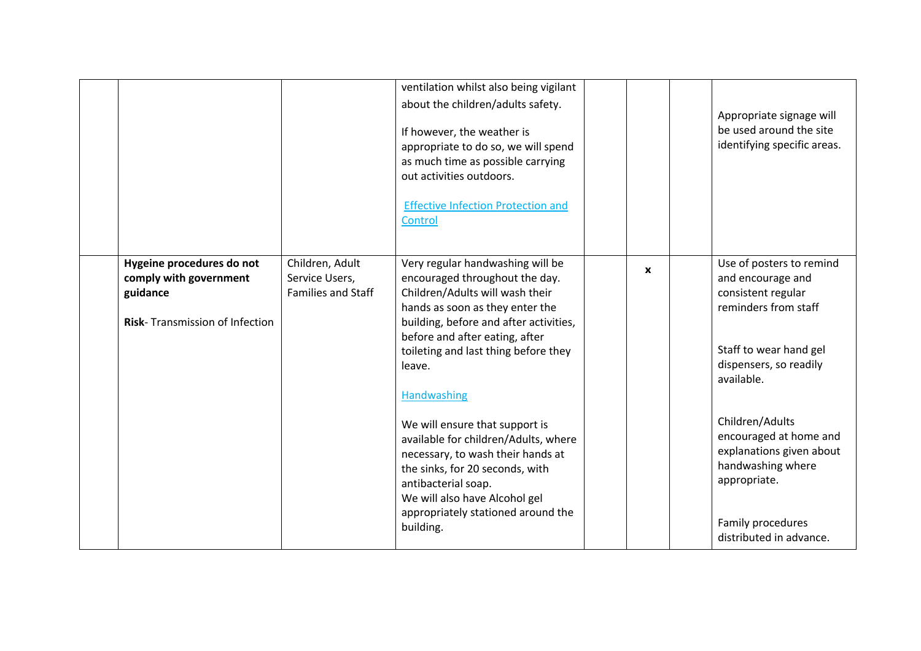| | | | | | | | |
|---|---|---|---|---|---|---|---|
| | | | ventilation whilst also being vigilant about the children/adults safety.<br><br>If however, the weather is appropriate to do so, we will spend as much time as possible carrying out activities outdoors.<br><br>[Effective Infection Protection and Control](#) | | | | Appropriate signage will be used around the site identifying specific areas. |
| | **Hygeine procedures do not comply with government guidance**<br><br>**Risk**- Transmission of Infection | Children, Adult Service Users, Families and Staff | Very regular handwashing will be encouraged throughout the day. Children/Adults will wash their hands as soon as they enter the building, before and after activities, before and after eating, after toileting and last thing before they leave.<br><br>[Handwashing](#)<br><br>We will ensure that support is available for children/Adults, where necessary, to wash their hands at the sinks, for 20 seconds, with antibacterial soap.<br>We will also have Alcohol gel appropriately stationed around the building. | | x | | Use of posters to remind and encourage and consistent regular reminders from staff<br><br>Staff to wear hand gel dispensers, so readily available.<br><br>Children/Adults encouraged at home and explanations given about handwashing where appropriate.<br><br>Family procedures distributed in advance. |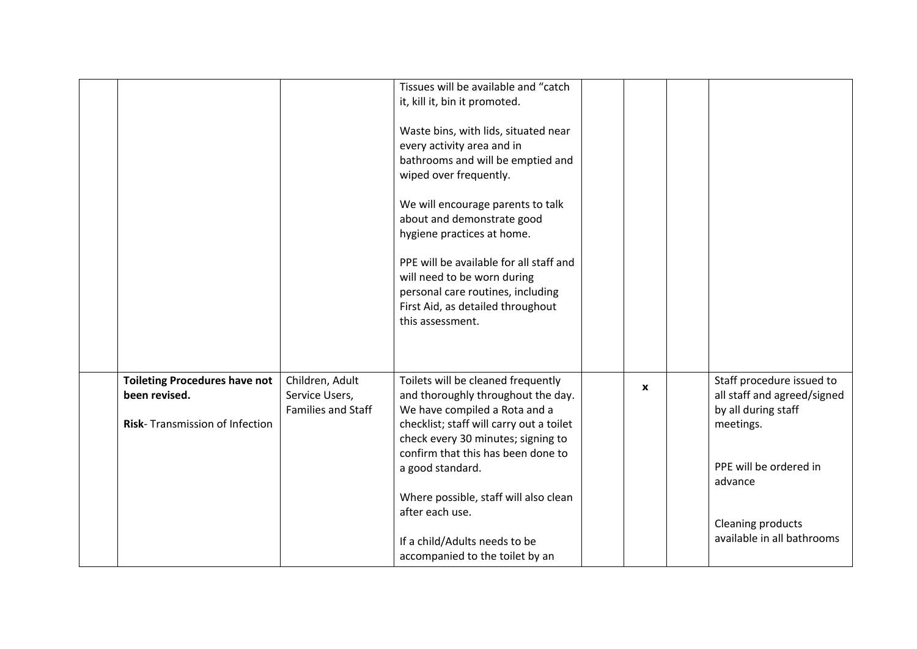| | | | | | | | |
|---|---|---|---|---|---|---|---|
| | | | Tissues will be available and "catch it, kill it, bin it promoted.<br><br>Waste bins, with lids, situated near every activity area and in bathrooms and will be emptied and wiped over frequently.<br><br>We will encourage parents to talk about and demonstrate good hygiene practices at home.<br><br>PPE will be available for all staff and will need to be worn during personal care routines, including First Aid, as detailed throughout this assessment. | | | | |
| | **Toileting Procedures have not been revised.**<br><br>**Risk**- Transmission of Infection | Children, Adult Service Users, Families and Staff | Toilets will be cleaned frequently and thoroughly throughout the day. We have compiled a Rota and a checklist; staff will carry out a toilet check every 30 minutes; signing to confirm that this has been done to a good standard.<br><br>Where possible, staff will also clean after each use.<br><br>If a child/Adults needs to be accompanied to the toilet by an | | **x** | | Staff procedure issued to all staff and agreed/signed by all during staff meetings.<br><br>PPE will be ordered in advance<br><br>Cleaning products available in all bathrooms |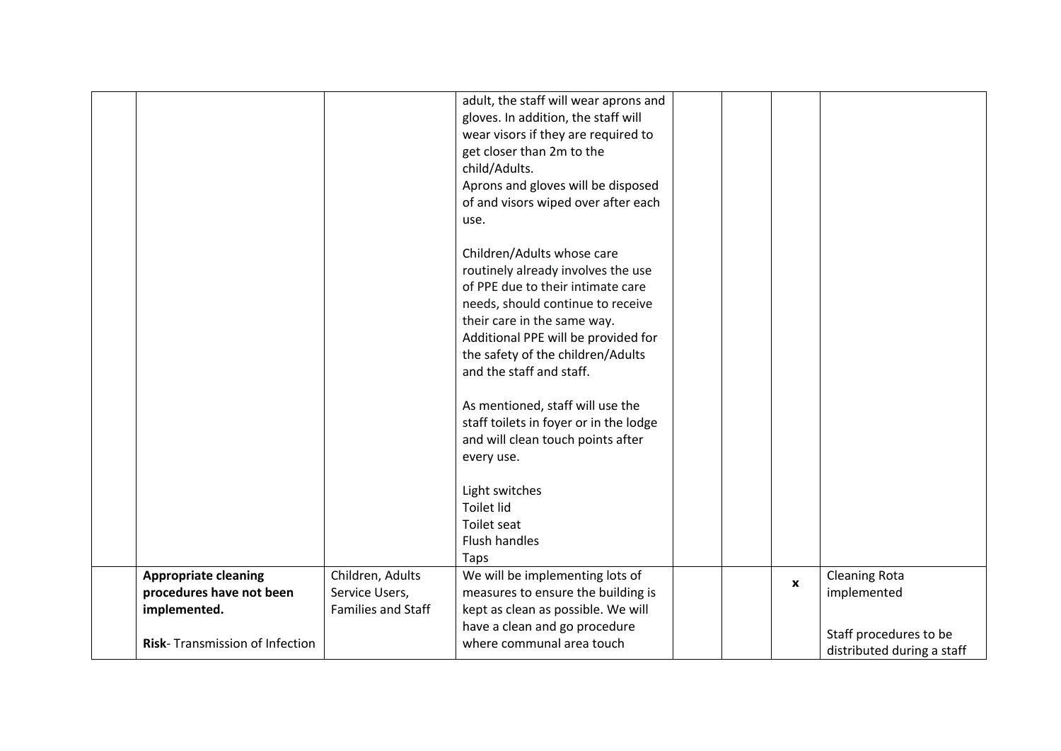| | | | | | | | |
|---|---|---|---|---|---|---|---|
| | | | adult, the staff will wear aprons and gloves. In addition, the staff will wear visors if they are required to get closer than 2m to the child/Adults.<br>Aprons and gloves will be disposed of and visors wiped over after each use.<br><br>Children/Adults whose care routinely already involves the use of PPE due to their intimate care needs, should continue to receive their care in the same way. Additional PPE will be provided for the safety of the children/Adults and the staff and staff.<br><br>As mentioned, staff will use the staff toilets in foyer or in the lodge and will clean touch points after every use.<br><br>Light switches<br>Toilet lid<br>Toilet seat<br>Flush handles<br>Taps | | | | |
| | **Appropriate cleaning procedures have not been implemented.**<br><br>**Risk**- Transmission of Infection | Children, Adults Service Users, Families and Staff | We will be implementing lots of measures to ensure the building is kept as clean as possible. We will have a clean and go procedure where communal area touch | | | **x** | Cleaning Rota implemented<br><br>Staff procedures to be distributed during a staff |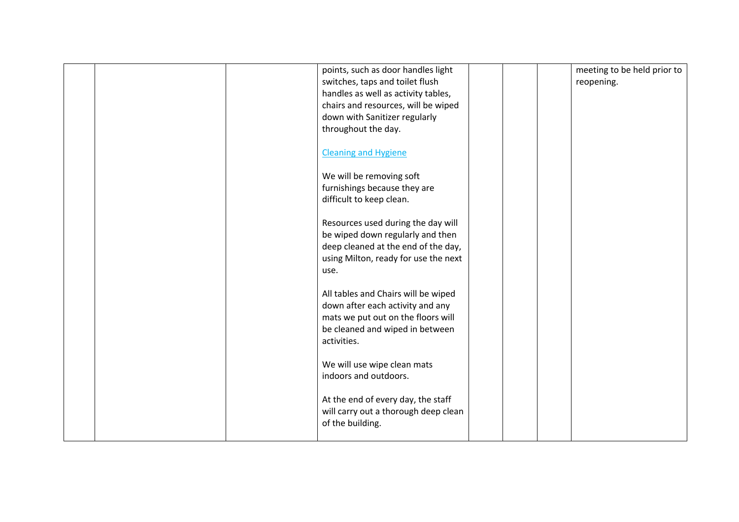| | | | | | | | |
|---|---|---|---|---|---|---|---|
| | | | points, such as door handles light switches, taps and toilet flush handles as well as activity tables, chairs and resources, will be wiped down with Sanitizer regularly throughout the day.<br><br>Cleaning and Hygiene<br><br>We will be removing soft furnishings because they are difficult to keep clean.<br><br>Resources used during the day will be wiped down regularly and then deep cleaned at the end of the day, using Milton, ready for use the next use.<br><br>All tables and Chairs will be wiped down after each activity and any mats we put out on the floors will be cleaned and wiped in between activities.<br><br>We will use wipe clean mats indoors and outdoors.<br><br>At the end of every day, the staff will carry out a thorough deep clean of the building. | | | | meeting to be held prior to reopening. |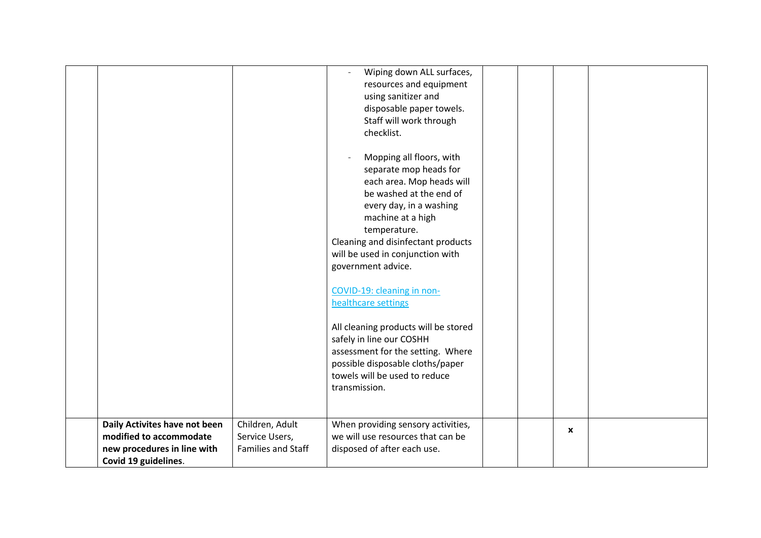| | | | | | | | |
|---|---|---|---|---|---|---|---|
| | | | - Wiping down ALL surfaces, resources and equipment using sanitizer and disposable paper towels. Staff will work through checklist.<br><br>- Mopping all floors, with separate mop heads for each area. Mop heads will be washed at the end of every day, in a washing machine at a high temperature.<br><br>Cleaning and disinfectant products will be used in conjunction with government advice.<br><br>[COVID-19: cleaning in non-healthcare settings]<br><br>All cleaning products will be stored safely in line our COSHH assessment for the setting. Where possible disposable cloths/paper towels will be used to reduce transmission. | | | | |
| | **Daily Activites have not been modified to accommodate new procedures in line with Covid 19 guidelines**. | Children, Adult Service Users, Families and Staff | When providing sensory activities, we will use resources that can be disposed of after each use. | | | x | |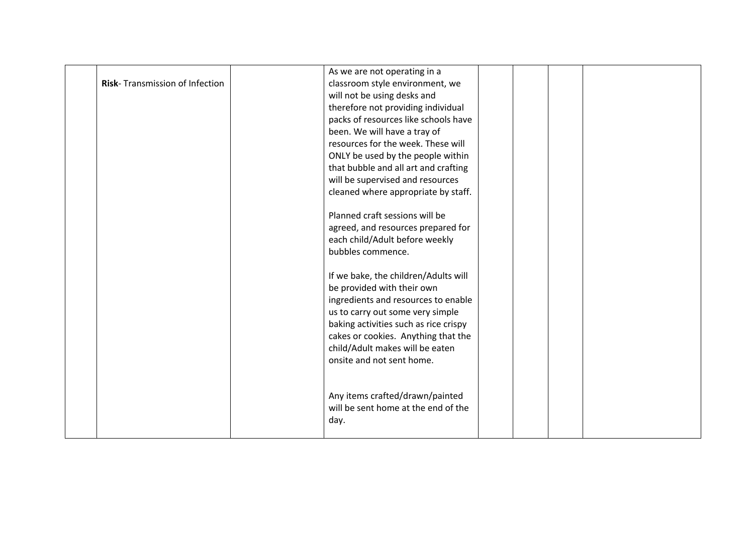| | | | | | | | |
|---|---|---|---|---|---|---|---|
| | **Risk**- Transmission of Infection | | As we are not operating in a classroom style environment, we will not be using desks and therefore not providing individual packs of resources like schools have been. We will have a tray of resources for the week. These will ONLY be used by the people within that bubble and all art and crafting will be supervised and resources cleaned where appropriate by staff.<br><br>Planned craft sessions will be agreed, and resources prepared for each child/Adult before weekly bubbles commence.<br><br>If we bake, the children/Adults will be provided with their own ingredients and resources to enable us to carry out some very simple baking activities such as rice crispy cakes or cookies. Anything that the child/Adult makes will be eaten onsite and not sent home.<br><br>Any items crafted/drawn/painted will be sent home at the end of the day. | | | | |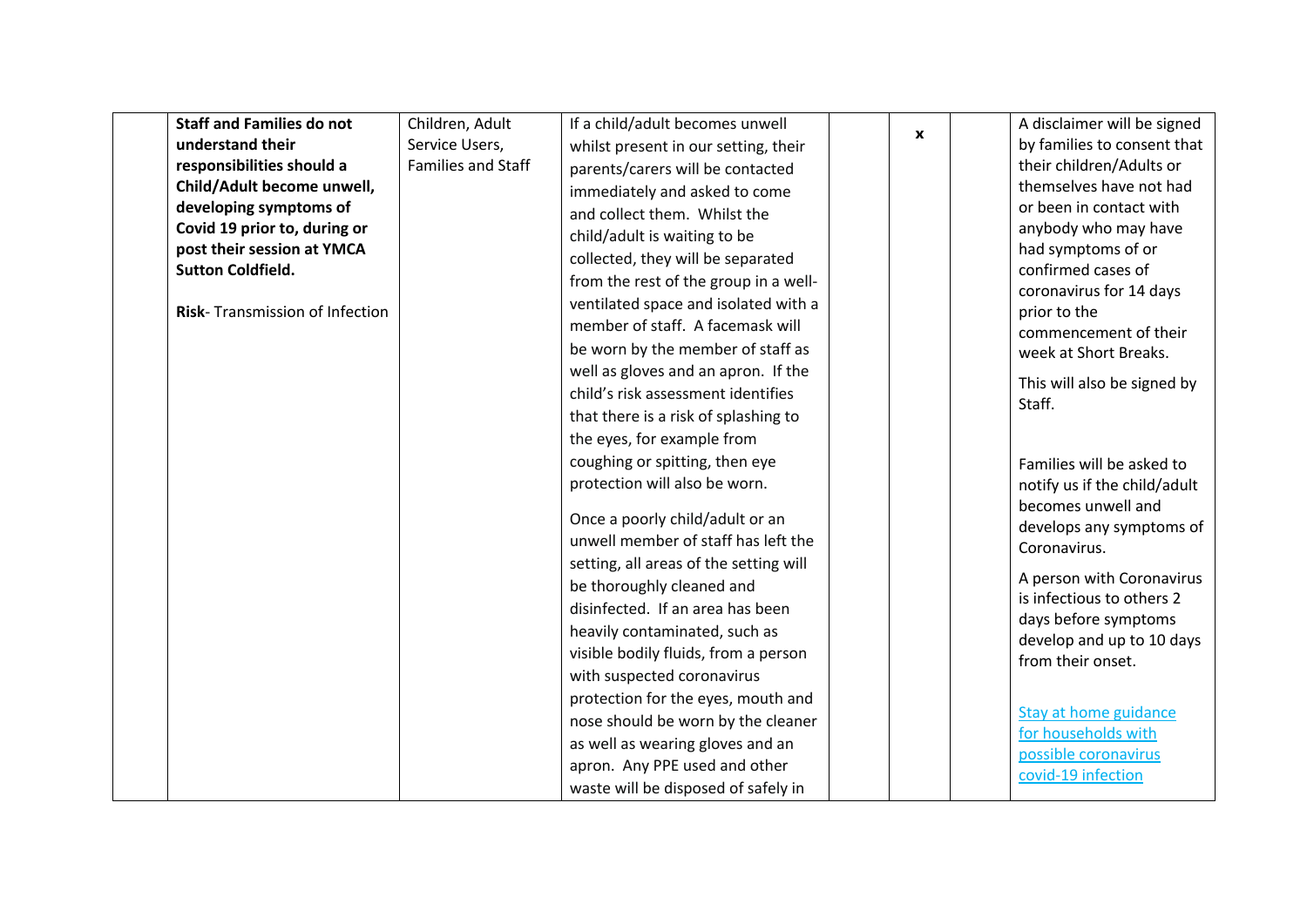| | | | | | | | |
|---|---|---|---|---|---|---|---|
| | **Staff and Families do not understand their responsibilities should a Child/Adult become unwell, developing symptoms of Covid 19 prior to, during or post their session at YMCA Sutton Coldfield.**<br><br>**Risk**- Transmission of Infection | Children, Adult Service Users, Families and Staff | If a child/adult becomes unwell whilst present in our setting, their parents/carers will be contacted immediately and asked to come and collect them. Whilst the child/adult is waiting to be collected, they will be separated from the rest of the group in a well-ventilated space and isolated with a member of staff. A facemask will be worn by the member of staff as well as gloves and an apron. If the child's risk assessment identifies that there is a risk of splashing to the eyes, for example from coughing or spitting, then eye protection will also be worn.<br><br>Once a poorly child/adult or an unwell member of staff has left the setting, all areas of the setting will be thoroughly cleaned and disinfected. If an area has been heavily contaminated, such as visible bodily fluids, from a person with suspected coronavirus protection for the eyes, mouth and nose should be worn by the cleaner as well as wearing gloves and an apron. Any PPE used and other waste will be disposed of safely in | | x | | A disclaimer will be signed by families to consent that their children/Adults or themselves have not had or been in contact with anybody who may have had symptoms of or confirmed cases of coronavirus for 14 days prior to the commencement of their week at Short Breaks.<br><br>This will also be signed by Staff.<br><br>Families will be asked to notify us if the child/adult becomes unwell and develops any symptoms of Coronavirus.<br><br>A person with Coronavirus is infectious to others 2 days before symptoms develop and up to 10 days from their onset.<br><br>Stay at home guidance for households with possible coronavirus covid-19 infection |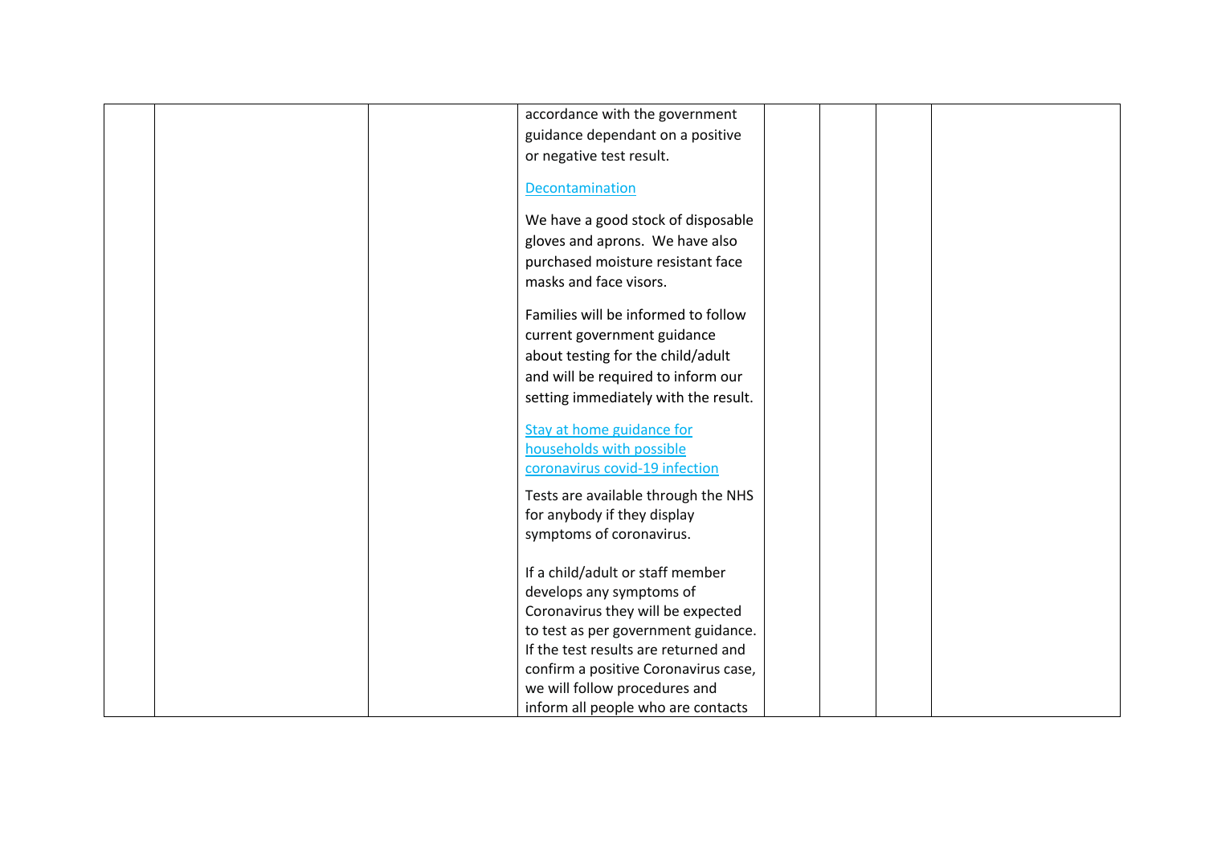| | | | | | | | |
|---|---|---|---|---|---|---|---|
| | | | accordance with the government guidance dependant on a positive or negative test result.<br><br>Decontamination<br><br>We have a good stock of disposable gloves and aprons. We have also purchased moisture resistant face masks and face visors.<br><br>Families will be informed to follow current government guidance about testing for the child/adult and will be required to inform our setting immediately with the result.<br><br>Stay at home guidance for households with possible coronavirus covid-19 infection<br><br>Tests are available through the NHS for anybody if they display symptoms of coronavirus.<br><br>If a child/adult or staff member develops any symptoms of Coronavirus they will be expected to test as per government guidance. If the test results are returned and confirm a positive Coronavirus case, we will follow procedures and inform all people who are contacts | | | | |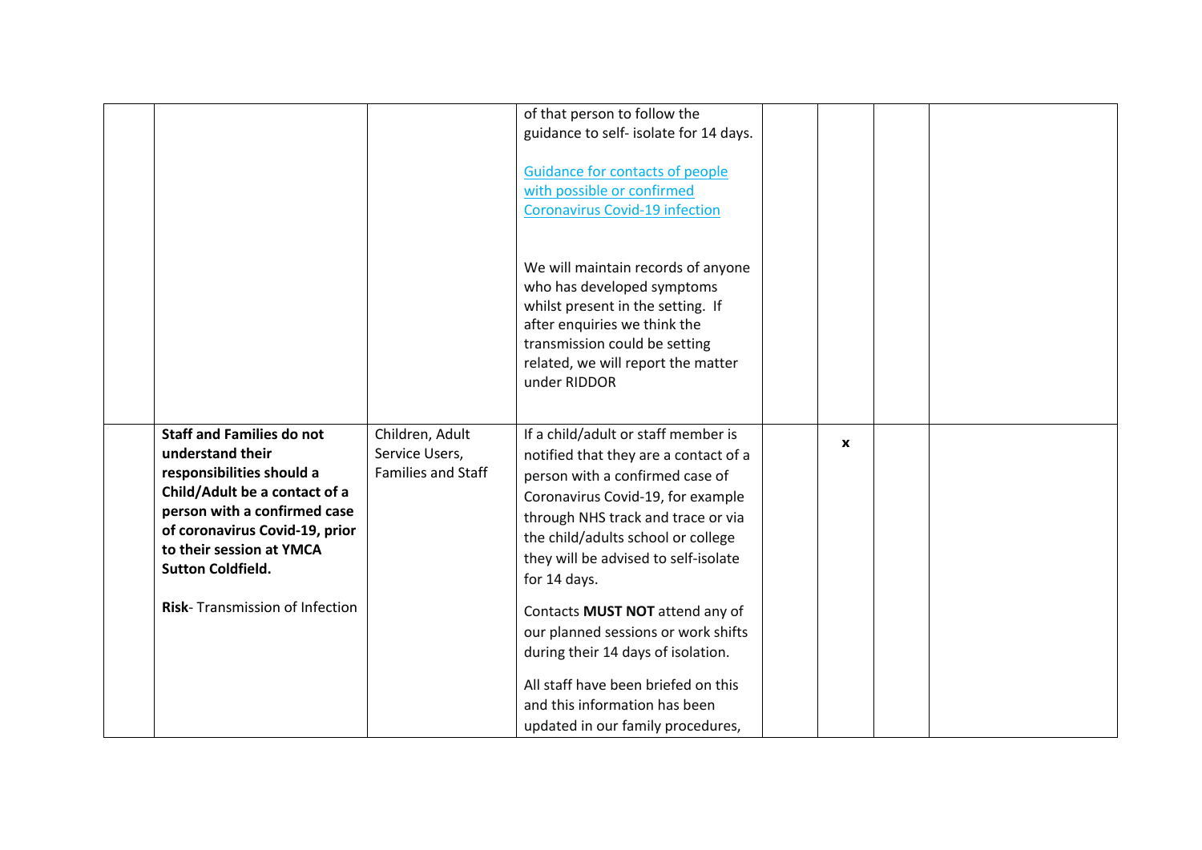| | | | | | | | |
|---|---|---|---|---|---|---|---|
| | | | of that person to follow the guidance to self- isolate for 14 days.<br><br>Guidance for contacts of people with possible or confirmed Coronavirus Covid-19 infection<br><br>We will maintain records of anyone who has developed symptoms whilst present in the setting. If after enquiries we think the transmission could be setting related, we will report the matter under RIDDOR | | | | |
| | **Staff and Families do not understand their responsibilities should a Child/Adult be a contact of a person with a confirmed case of coronavirus Covid-19, prior to their session at YMCA Sutton Coldfield.**<br><br>**Risk**- Transmission of Infection | Children, Adult Service Users, Families and Staff | If a child/adult or staff member is notified that they are a contact of a person with a confirmed case of Coronavirus Covid-19, for example through NHS track and trace or via the child/adults school or college they will be advised to self-isolate for 14 days.<br><br>Contacts **MUST NOT** attend any of our planned sessions or work shifts during their 14 days of isolation.<br><br>All staff have been briefed on this and this information has been updated in our family procedures, | | **x** | | |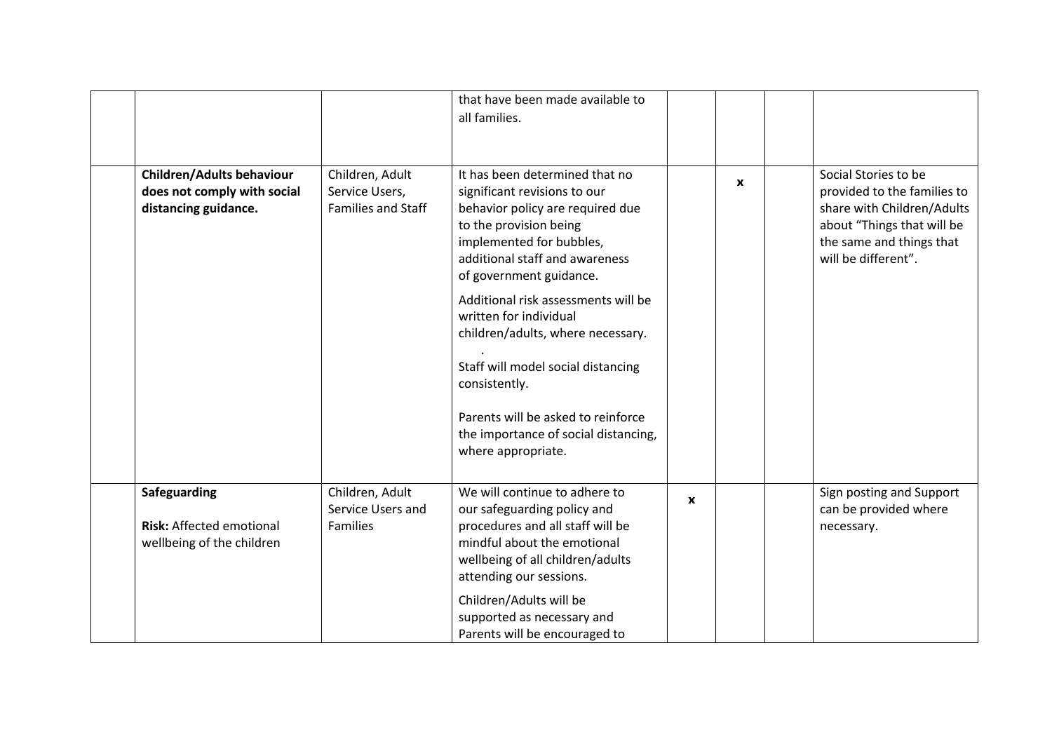| | | | | | | | |
|---|---|---|---|---|---|---|---|
| | | | that have been made available to all families. | | | | |
| | **Children/Adults behaviour does not comply with social distancing guidance.** | Children, Adult Service Users, Families and Staff | It has been determined that no significant revisions to our behavior policy are required due to the provision being implemented for bubbles, additional staff and awareness of government guidance.<br><br>Additional risk assessments will be written for individual children/adults, where necessary.<br><br>.<br><br>Staff will model social distancing consistently.<br><br>Parents will be asked to reinforce the importance of social distancing, where appropriate. | | **x** | | Social Stories to be provided to the families to share with Children/Adults about "Things that will be the same and things that will be different". |
| | **Safeguarding**<br><br>**Risk:** Affected emotional wellbeing of the children | Children, Adult Service Users and Families | We will continue to adhere to our safeguarding policy and procedures and all staff will be mindful about the emotional wellbeing of all children/adults attending our sessions.<br><br>Children/Adults will be supported as necessary and Parents will be encouraged to | **x** | | | Sign posting and Support can be provided where necessary. |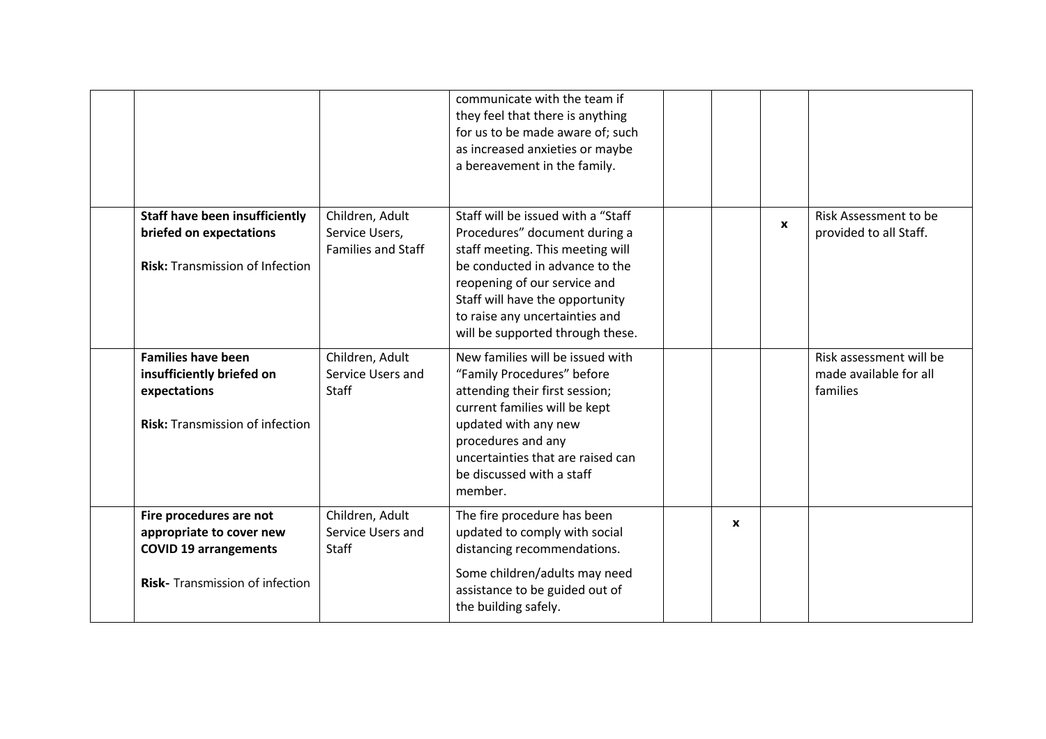| | | | | | | | |
|---|---|---|---|---|---|---|---|
| | | | communicate with the team if they feel that there is anything for us to be made aware of; such as increased anxieties or maybe a bereavement in the family. | | | | |
| | **Staff have been insufficiently briefed on expectations**<br><br>**Risk:** Transmission of Infection | Children, Adult Service Users, Families and Staff | Staff will be issued with a "Staff Procedures" document during a staff meeting. This meeting will be conducted in advance to the reopening of our service and Staff will have the opportunity to raise any uncertainties and will be supported through these. | | | **x** | Risk Assessment to be provided to all Staff. |
| | **Families have been insufficiently briefed on expectations**<br><br>**Risk:** Transmission of infection | Children, Adult Service Users and Staff | New families will be issued with "Family Procedures" before attending their first session; current families will be kept updated with any new procedures and any uncertainties that are raised can be discussed with a staff member. | | | | Risk assessment will be made available for all families |
| | **Fire procedures are not appropriate to cover new COVID 19 arrangements**<br><br>**Risk-** Transmission of infection | Children, Adult Service Users and Staff | The fire procedure has been updated to comply with social distancing recommendations.<br><br>Some children/adults may need assistance to be guided out of the building safely. | | **x** | | |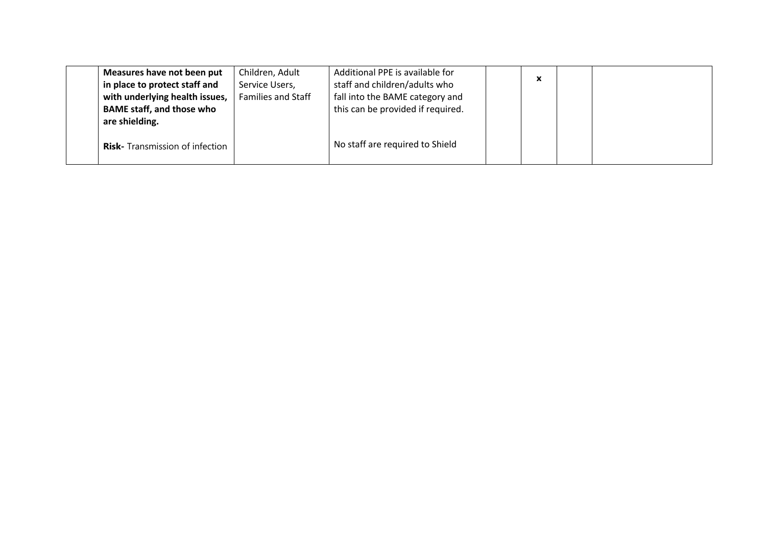| | | | | | | | |
|---|---|---|---|---|---|---|---|
| | **Measures have not been put in place to protect staff and with underlying health issues, BAME staff, and those who are shielding.**<br><br>**Risk-** Transmission of infection | Children, Adult Service Users, Families and Staff | Additional PPE is available for staff and children/adults who fall into the BAME category and this can be provided if required.<br><br>No staff are required to Shield | | **x** | | |